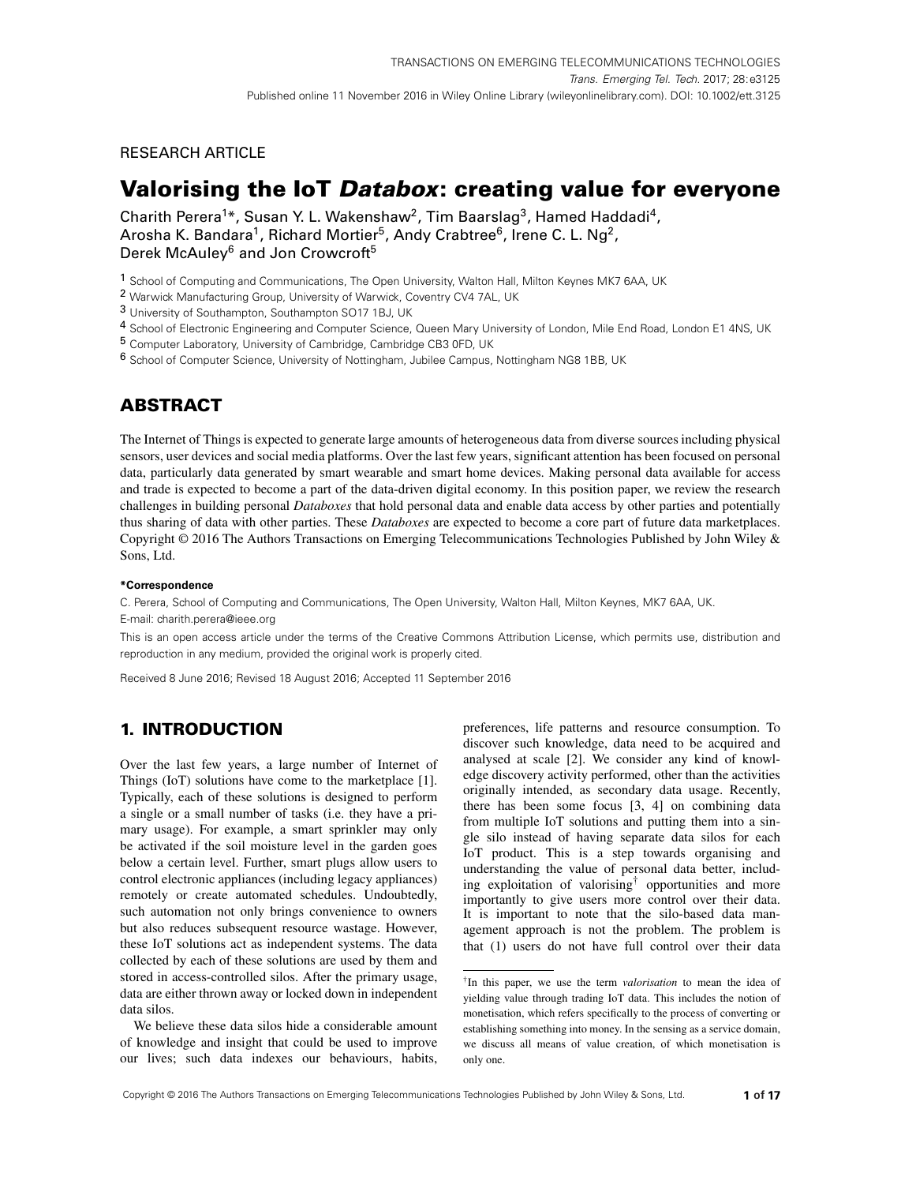RESEARCH ARTICLE

# Valorising the IoT *Databox*: creating value for everyone

Charith Perera[1]*, Susan Y. L. Wakenshaw[2], Tim Baarslag[3], Hamed Haddadi[4], Arosha K. Bandara[1], Richard Mortier[5], Andy Crabtree[6], Irene C. L. Ng[2], Derek McAuley[6] and Jon Crowcroft[5]

[1] School of Computing and Communications, The Open University, Walton Hall, Milton Keynes MK7 6AA, UK
[2] Warwick Manufacturing Group, University of Warwick, Coventry CV4 7AL, UK
[3] University of Southampton, Southampton SO17 1BJ, UK
[4] School of Electronic Engineering and Computer Science, Queen Mary University of London, Mile End Road, London E1 4NS, UK
[5] Computer Laboratory, University of Cambridge, Cambridge CB3 0FD, UK
[6] School of Computer Science, University of Nottingham, Jubilee Campus, Nottingham NG8 1BB, UK

## ABSTRACT

The Internet of Things is expected to generate large amounts of heterogeneous data from diverse sources including physical sensors, user devices and social media platforms. Over the last few years, significant attention has been focused on personal data, particularly data generated by smart wearable and smart home devices. Making personal data available for access and trade is expected to become a part of the data-driven digital economy. In this position paper, we review the research challenges in building personal *Databoxes* that hold personal data and enable data access by other parties and potentially thus sharing of data with other parties. These *Databoxes* are expected to become a core part of future data marketplaces. Copyright © 2016 The Authors Transactions on Emerging Telecommunications Technologies Published by John Wiley & Sons, Ltd.

**\*Correspondence**

C. Perera, School of Computing and Communications, The Open University, Walton Hall, Milton Keynes, MK7 6AA, UK.
E-mail: charith.perera@ieee.org

This is an open access article under the terms of the Creative Commons Attribution License, which permits use, distribution and reproduction in any medium, provided the original work is properly cited.

Received 8 June 2016; Revised 18 August 2016; Accepted 11 September 2016

## 1. INTRODUCTION

Over the last few years, a large number of Internet of Things (IoT) solutions have come to the marketplace [1]. Typically, each of these solutions is designed to perform a single or a small number of tasks (i.e. they have a primary usage). For example, a smart sprinkler may only be activated if the soil moisture level in the garden goes below a certain level. Further, smart plugs allow users to control electronic appliances (including legacy appliances) remotely or create automated schedules. Undoubtedly, such automation not only brings convenience to owners but also reduces subsequent resource wastage. However, these IoT solutions act as independent systems. The data collected by each of these solutions are used by them and stored in access-controlled silos. After the primary usage, data are either thrown away or locked down in independent data silos.

We believe these data silos hide a considerable amount of knowledge and insight that could be used to improve our lives; such data indexes our behaviours, habits, preferences, life patterns and resource consumption. To discover such knowledge, data need to be acquired and analysed at scale [2]. We consider any kind of knowledge discovery activity performed, other than the activities originally intended, as secondary data usage. Recently, there has been some focus [3, 4] on combining data from multiple IoT solutions and putting them into a single silo instead of having separate data silos for each IoT product. This is a step towards organising and understanding the value of personal data better, including exploitation of valorising[†] opportunities and more importantly to give users more control over their data. It is important to note that the silo-based data management approach is not the problem. The problem is that (1) users do not have full control over their data

[†] In this paper, we use the term *valorisation* to mean the idea of yielding value through trading IoT data. This includes the notion of monetisation, which refers specifically to the process of converting or establishing something into money. In the sensing as a service domain, we discuss all means of value creation, of which monetisation is only one.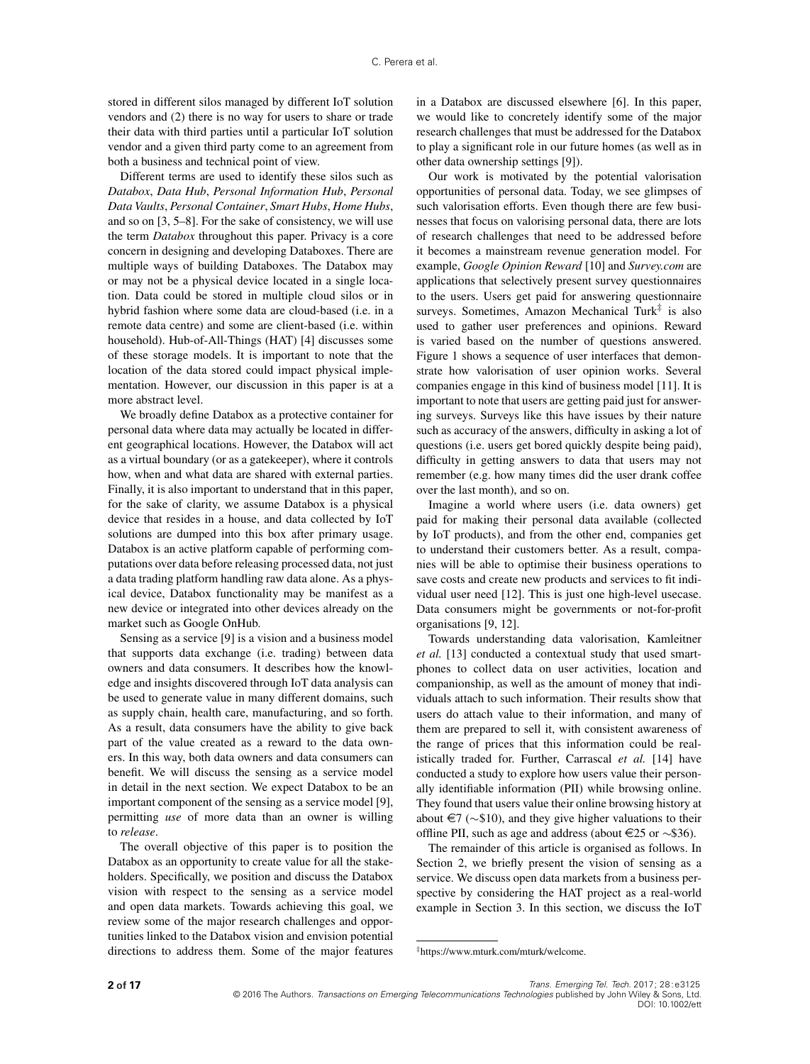stored in different silos managed by different IoT solution vendors and (2) there is no way for users to share or trade their data with third parties until a particular IoT solution vendor and a given third party come to an agreement from both a business and technical point of view.

Different terms are used to identify these silos such as *Databox*, *Data Hub*, *Personal Information Hub*, *Personal Data Vaults*, *Personal Container*, *Smart Hubs*, *Home Hubs*, and so on [3, 5–8]. For the sake of consistency, we will use the term *Databox* throughout this paper. Privacy is a core concern in designing and developing Databoxes. There are multiple ways of building Databoxes. The Databox may or may not be a physical device located in a single location. Data could be stored in multiple cloud silos or in hybrid fashion where some data are cloud-based (i.e. in a remote data centre) and some are client-based (i.e. within household). Hub-of-All-Things (HAT) [4] discusses some of these storage models. It is important to note that the location of the data stored could impact physical implementation. However, our discussion in this paper is at a more abstract level.

We broadly define Databox as a protective container for personal data where data may actually be located in different geographical locations. However, the Databox will act as a virtual boundary (or as a gatekeeper), where it controls how, when and what data are shared with external parties. Finally, it is also important to understand that in this paper, for the sake of clarity, we assume Databox is a physical device that resides in a house, and data collected by IoT solutions are dumped into this box after primary usage. Databox is an active platform capable of performing computations over data before releasing processed data, not just a data trading platform handling raw data alone. As a physical device, Databox functionality may be manifest as a new device or integrated into other devices already on the market such as Google OnHub.

Sensing as a service [9] is a vision and a business model that supports data exchange (i.e. trading) between data owners and data consumers. It describes how the knowledge and insights discovered through IoT data analysis can be used to generate value in many different domains, such as supply chain, health care, manufacturing, and so forth. As a result, data consumers have the ability to give back part of the value created as a reward to the data owners. In this way, both data owners and data consumers can benefit. We will discuss the sensing as a service model in detail in the next section. We expect Databox to be an important component of the sensing as a service model [9], permitting *use* of more data than an owner is willing to *release*.

The overall objective of this paper is to position the Databox as an opportunity to create value for all the stakeholders. Specifically, we position and discuss the Databox vision with respect to the sensing as a service model and open data markets. Towards achieving this goal, we review some of the major research challenges and opportunities linked to the Databox vision and envision potential directions to address them. Some of the major features in a Databox are discussed elsewhere [6]. In this paper, we would like to concretely identify some of the major research challenges that must be addressed for the Databox to play a significant role in our future homes (as well as in other data ownership settings [9]).

Our work is motivated by the potential valorisation opportunities of personal data. Today, we see glimpses of such valorisation efforts. Even though there are few businesses that focus on valorising personal data, there are lots of research challenges that need to be addressed before it becomes a mainstream revenue generation model. For example, *Google Opinion Reward* [10] and *Survey.com* are applications that selectively present survey questionnaires to the users. Users get paid for answering questionnaire surveys. Sometimes, Amazon Mechanical Turk[‡] is also used to gather user preferences and opinions. Reward is varied based on the number of questions answered. Figure 1 shows a sequence of user interfaces that demonstrate how valorisation of user opinion works. Several companies engage in this kind of business model [11]. It is important to note that users are getting paid just for answering surveys. Surveys like this have issues by their nature such as accuracy of the answers, difficulty in asking a lot of questions (i.e. users get bored quickly despite being paid), difficulty in getting answers to data that users may not remember (e.g. how many times did the user drank coffee over the last month), and so on.

Imagine a world where users (i.e. data owners) get paid for making their personal data available (collected by IoT products), and from the other end, companies get to understand their customers better. As a result, companies will be able to optimise their business operations to save costs and create new products and services to fit individual user need [12]. This is just one high-level usecase. Data consumers might be governments or not-for-profit organisations [9, 12].

Towards understanding data valorisation, Kamleitner *et al.* [13] conducted a contextual study that used smartphones to collect data on user activities, location and companionship, as well as the amount of money that individuals attach to such information. Their results show that users do attach value to their information, and many of them are prepared to sell it, with consistent awareness of the range of prices that this information could be realistically traded for. Further, Carrascal *et al.* [14] have conducted a study to explore how users value their personally identifiable information (PII) while browsing online. They found that users value their online browsing history at about €7 (∼\$10), and they give higher valuations to their offline PII, such as age and address (about €25 or ∼\$36).

The remainder of this article is organised as follows. In Section 2, we briefly present the vision of sensing as a service. We discuss open data markets from a business perspective by considering the HAT project as a real-world example in Section 3. In this section, we discuss the IoT

[‡]https://www.mturk.com/mturk/welcome.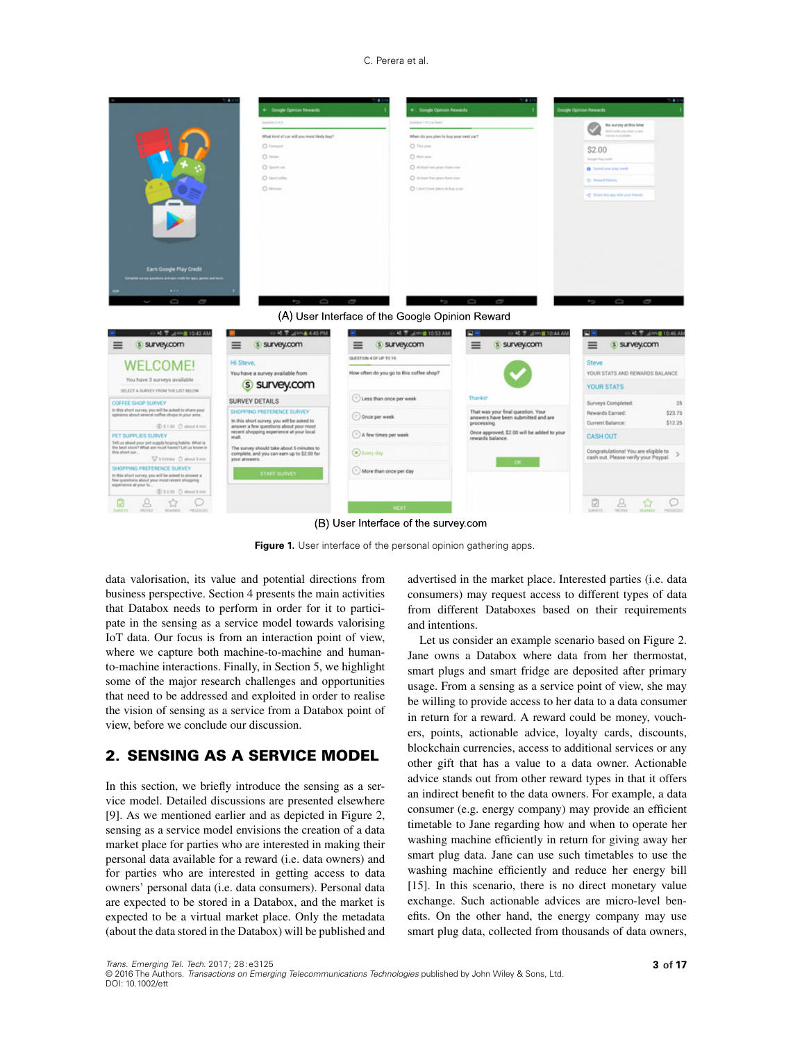(A) User Interface of the Google Opinion Reward

(B) User Interface of the survey.com

**Figure 1.** User interface of the personal opinion gathering apps.

data valorisation, its value and potential directions from business perspective. Section 4 presents the main activities that Databox needs to perform in order for it to participate in the sensing as a service model towards valorising IoT data. Our focus is from an interaction point of view, where we capture both machine-to-machine and human-to-machine interactions. Finally, in Section 5, we highlight some of the major research challenges and opportunities that need to be addressed and exploited in order to realise the vision of sensing as a service from a Databox point of view, before we conclude our discussion.

## 2. SENSING AS A SERVICE MODEL

In this section, we briefly introduce the sensing as a service model. Detailed discussions are presented elsewhere [9]. As we mentioned earlier and as depicted in Figure 2, sensing as a service model envisions the creation of a data market place for parties who are interested in making their personal data available for a reward (i.e. data owners) and for parties who are interested in getting access to data owners' personal data (i.e. data consumers). Personal data are expected to be stored in a Databox, and the market is expected to be a virtual market place. Only the metadata (about the data stored in the Databox) will be published and advertised in the market place. Interested parties (i.e. data consumers) may request access to different types of data from different Databoxes based on their requirements and intentions.

Let us consider an example scenario based on Figure 2. Jane owns a Databox where data from her thermostat, smart plugs and smart fridge are deposited after primary usage. From a sensing as a service point of view, she may be willing to provide access to her data to a data consumer in return for a reward. A reward could be money, vouchers, points, actionable advice, loyalty cards, discounts, blockchain currencies, access to additional services or any other gift that has a value to a data owner. Actionable advice stands out from other reward types in that it offers an indirect benefit to the data owners. For example, a data consumer (e.g. energy company) may provide an efficient timetable to Jane regarding how and when to operate her washing machine efficiently in return for giving away her smart plug data. Jane can use such timetables to use the washing machine efficiently and reduce her energy bill [15]. In this scenario, there is no direct monetary value exchange. Such actionable advices are micro-level benefits. On the other hand, the energy company may use smart plug data, collected from thousands of data owners,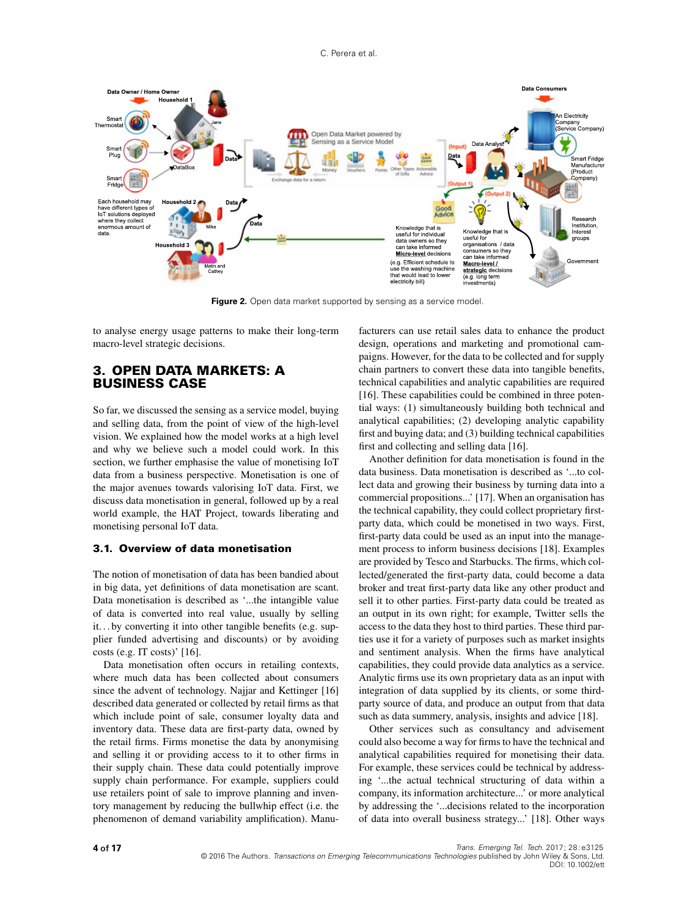Figure 2. Open data market supported by sensing as a service model.

to analyse energy usage patterns to make their long-term macro-level strategic decisions.

## 3. OPEN DATA MARKETS: A BUSINESS CASE

So far, we discussed the sensing as a service model, buying and selling data, from the point of view of the high-level vision. We explained how the model works at a high level and why we believe such a model could work. In this section, we further emphasise the value of monetising IoT data from a business perspective. Monetisation is one of the major avenues towards valorising IoT data. First, we discuss data monetisation in general, followed up by a real world example, the HAT Project, towards liberating and monetising personal IoT data.

### 3.1. Overview of data monetisation

The notion of monetisation of data has been bandied about in big data, yet definitions of data monetisation are scant. Data monetisation is described as '...the intangible value of data is converted into real value, usually by selling it. . . by converting it into other tangible benefits (e.g. supplier funded advertising and discounts) or by avoiding costs (e.g. IT costs)' [16].

Data monetisation often occurs in retailing contexts, where much data has been collected about consumers since the advent of technology. Najjar and Kettinger [16] described data generated or collected by retail firms as that which include point of sale, consumer loyalty data and inventory data. These data are first-party data, owned by the retail firms. Firms monetise the data by anonymising and selling it or providing access to it to other firms in their supply chain. These data could potentially improve supply chain performance. For example, suppliers could use retailers point of sale to improve planning and inventory management by reducing the bullwhip effect (i.e. the phenomenon of demand variability amplification). Manufacturers can use retail sales data to enhance the product design, operations and marketing and promotional campaigns. However, for the data to be collected and for supply chain partners to convert these data into tangible benefits, technical capabilities and analytic capabilities are required [16]. These capabilities could be combined in three potential ways: (1) simultaneously building both technical and analytical capabilities; (2) developing analytic capability first and buying data; and (3) building technical capabilities first and collecting and selling data [16].

Another definition for data monetisation is found in the data business. Data monetisation is described as '...to collect data and growing their business by turning data into a commercial propositions...' [17]. When an organisation has the technical capability, they could collect proprietary first-party data, which could be monetised in two ways. First, first-party data could be used as an input into the management process to inform business decisions [18]. Examples are provided by Tesco and Starbucks. The firms, which collected/generated the first-party data, could become a data broker and treat first-party data like any other product and sell it to other parties. First-party data could be treated as an output in its own right; for example, Twitter sells the access to the data they host to third parties. These third parties use it for a variety of purposes such as market insights and sentiment analysis. When the firms have analytical capabilities, they could provide data analytics as a service. Analytic firms use its own proprietary data as an input with integration of data supplied by its clients, or some third-party source of data, and produce an output from that data such as data summery, analysis, insights and advice [18].

Other services such as consultancy and advisement could also become a way for firms to have the technical and analytical capabilities required for monetising their data. For example, these services could be technical by addressing '...the actual technical structuring of data within a company, its information architecture...' or more analytical by addressing the '...decisions related to the incorporation of data into overall business strategy...' [18]. Other ways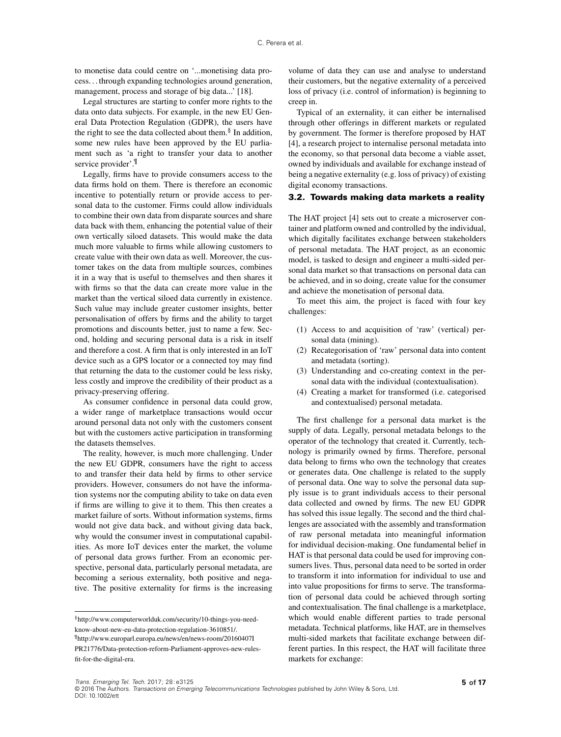to monetise data could centre on '...monetising data process... through expanding technologies around generation, management, process and storage of big data...' [18].

Legal structures are starting to confer more rights to the data onto data subjects. For example, in the new EU General Data Protection Regulation (GDPR), the users have the right to see the data collected about them.[§] In addition, some new rules have been approved by the EU parliament such as 'a right to transfer your data to another service provider'.[¶]

Legally, firms have to provide consumers access to the data firms hold on them. There is therefore an economic incentive to potentially return or provide access to personal data to the customer. Firms could allow individuals to combine their own data from disparate sources and share data back with them, enhancing the potential value of their own vertically siloed datasets. This would make the data much more valuable to firms while allowing customers to create value with their own data as well. Moreover, the customer takes on the data from multiple sources, combines it in a way that is useful to themselves and then shares it with firms so that the data can create more value in the market than the vertical siloed data currently in existence. Such value may include greater customer insights, better personalisation of offers by firms and the ability to target promotions and discounts better, just to name a few. Second, holding and securing personal data is a risk in itself and therefore a cost. A firm that is only interested in an IoT device such as a GPS locator or a connected toy may find that returning the data to the customer could be less risky, less costly and improve the credibility of their product as a privacy-preserving offering.

As consumer confidence in personal data could grow, a wider range of marketplace transactions would occur around personal data not only with the customers consent but with the customers active participation in transforming the datasets themselves.

The reality, however, is much more challenging. Under the new EU GDPR, consumers have the right to access to and transfer their data held by firms to other service providers. However, consumers do not have the information systems nor the computing ability to take on data even if firms are willing to give it to them. This then creates a market failure of sorts. Without information systems, firms would not give data back, and without giving data back, why would the consumer invest in computational capabilities. As more IoT devices enter the market, the volume of personal data grows further. From an economic perspective, personal data, particularly personal metadata, are becoming a serious externality, both positive and negative. The positive externality for firms is the increasing volume of data they can use and analyse to understand their customers, but the negative externality of a perceived loss of privacy (i.e. control of information) is beginning to creep in.

Typical of an externality, it can either be internalised through other offerings in different markets or regulated by government. The former is therefore proposed by HAT [4], a research project to internalise personal metadata into the economy, so that personal data become a viable asset, owned by individuals and available for exchange instead of being a negative externality (e.g. loss of privacy) of existing digital economy transactions.

### 3.2. Towards making data markets a reality

The HAT project [4] sets out to create a microserver container and platform owned and controlled by the individual, which digitally facilitates exchange between stakeholders of personal metadata. The HAT project, as an economic model, is tasked to design and engineer a multi-sided personal data market so that transactions on personal data can be achieved, and in so doing, create value for the consumer and achieve the monetisation of personal data.

To meet this aim, the project is faced with four key challenges:

(1) Access to and acquisition of 'raw' (vertical) personal data (mining).
(2) Recategorisation of 'raw' personal data into content and metadata (sorting).
(3) Understanding and co-creating context in the personal data with the individual (contextualisation).
(4) Creating a market for transformed (i.e. categorised and contextualised) personal metadata.

The first challenge for a personal data market is the supply of data. Legally, personal metadata belongs to the operator of the technology that created it. Currently, technology is primarily owned by firms. Therefore, personal data belong to firms who own the technology that creates or generates data. One challenge is related to the supply of personal data. One way to solve the personal data supply issue is to grant individuals access to their personal data collected and owned by firms. The new EU GDPR has solved this issue legally. The second and the third challenges are associated with the assembly and transformation of raw personal metadata into meaningful information for individual decision-making. One fundamental belief in HAT is that personal data could be used for improving consumers lives. Thus, personal data need to be sorted in order to transform it into information for individual to use and into value propositions for firms to serve. The transformation of personal data could be achieved through sorting and contextualisation. The final challenge is a marketplace, which would enable different parties to trade personal metadata. Technical platforms, like HAT, are in themselves multi-sided markets that facilitate exchange between different parties. In this respect, the HAT will facilitate three markets for exchange:

---

[§] http://www.computerworlduk.com/security/10-things-you-need-know-about-new-eu-data-protection-regulation-3610851/.

[¶] http://www.europarl.europa.eu/news/en/news-room/20160407IPR21776/Data-protection-reform-Parliament-approves-new-rules-fit-for-the-digital-era.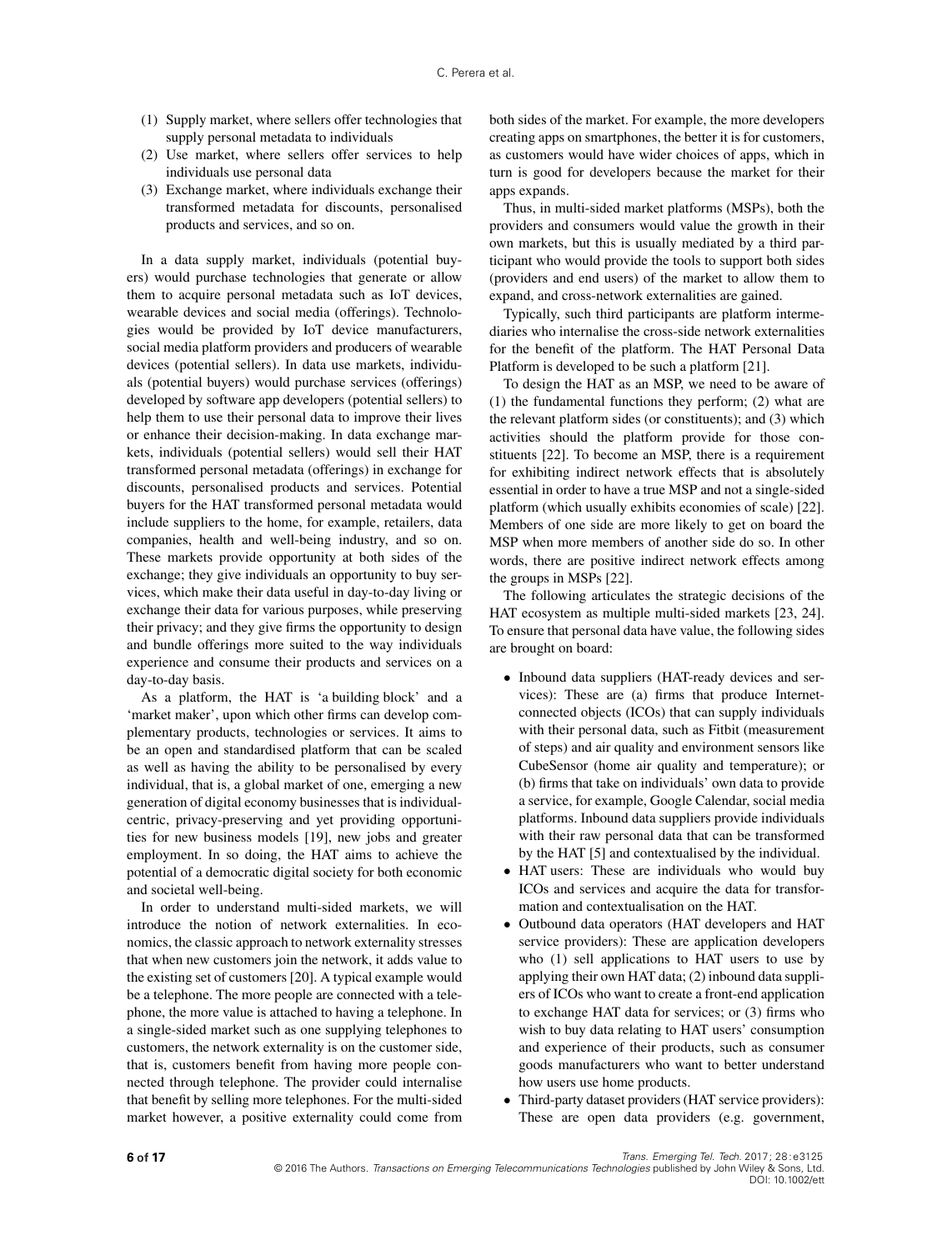(1) Supply market, where sellers offer technologies that supply personal metadata to individuals
(2) Use market, where sellers offer services to help individuals use personal data
(3) Exchange market, where individuals exchange their transformed metadata for discounts, personalised products and services, and so on.

In a data supply market, individuals (potential buyers) would purchase technologies that generate or allow them to acquire personal metadata such as IoT devices, wearable devices and social media (offerings). Technologies would be provided by IoT device manufacturers, social media platform providers and producers of wearable devices (potential sellers). In data use markets, individuals (potential buyers) would purchase services (offerings) developed by software app developers (potential sellers) to help them to use their personal data to improve their lives or enhance their decision-making. In data exchange markets, individuals (potential sellers) would sell their HAT transformed personal metadata (offerings) in exchange for discounts, personalised products and services. Potential buyers for the HAT transformed personal metadata would include suppliers to the home, for example, retailers, data companies, health and well-being industry, and so on. These markets provide opportunity at both sides of the exchange; they give individuals an opportunity to buy services, which make their data useful in day-to-day living or exchange their data for various purposes, while preserving their privacy; and they give firms the opportunity to design and bundle offerings more suited to the way individuals experience and consume their products and services on a day-to-day basis.

As a platform, the HAT is 'a building block' and a 'market maker', upon which other firms can develop complementary products, technologies or services. It aims to be an open and standardised platform that can be scaled as well as having the ability to be personalised by every individual, that is, a global market of one, emerging a new generation of digital economy businesses that is individual-centric, privacy-preserving and yet providing opportunities for new business models [19], new jobs and greater employment. In so doing, the HAT aims to achieve the potential of a democratic digital society for both economic and societal well-being.

In order to understand multi-sided markets, we will introduce the notion of network externalities. In economics, the classic approach to network externality stresses that when new customers join the network, it adds value to the existing set of customers [20]. A typical example would be a telephone. The more people are connected with a telephone, the more value is attached to having a telephone. In a single-sided market such as one supplying telephones to customers, the network externality is on the customer side, that is, customers benefit from having more people connected through telephone. The provider could internalise that benefit by selling more telephones. For the multi-sided market however, a positive externality could come from both sides of the market. For example, the more developers creating apps on smartphones, the better it is for customers, as customers would have wider choices of apps, which in turn is good for developers because the market for their apps expands.

Thus, in multi-sided market platforms (MSPs), both the providers and consumers would value the growth in their own markets, but this is usually mediated by a third participant who would provide the tools to support both sides (providers and end users) of the market to allow them to expand, and cross-network externalities are gained.

Typically, such third participants are platform intermediaries who internalise the cross-side network externalities for the benefit of the platform. The HAT Personal Data Platform is developed to be such a platform [21].

To design the HAT as an MSP, we need to be aware of (1) the fundamental functions they perform; (2) what are the relevant platform sides (or constituents); and (3) which activities should the platform provide for those constituents [22]. To become an MSP, there is a requirement for exhibiting indirect network effects that is absolutely essential in order to have a true MSP and not a single-sided platform (which usually exhibits economies of scale) [22]. Members of one side are more likely to get on board the MSP when more members of another side do so. In other words, there are positive indirect network effects among the groups in MSPs [22].

The following articulates the strategic decisions of the HAT ecosystem as multiple multi-sided markets [23, 24]. To ensure that personal data have value, the following sides are brought on board:

- Inbound data suppliers (HAT-ready devices and services): These are (a) firms that produce Internet-connected objects (ICOs) that can supply individuals with their personal data, such as Fitbit (measurement of steps) and air quality and environment sensors like CubeSensor (home air quality and temperature); or (b) firms that take on individuals' own data to provide a service, for example, Google Calendar, social media platforms. Inbound data suppliers provide individuals with their raw personal data that can be transformed by the HAT [5] and contextualised by the individual.
- HAT users: These are individuals who would buy ICOs and services and acquire the data for transformation and contextualisation on the HAT.
- Outbound data operators (HAT developers and HAT service providers): These are application developers who (1) sell applications to HAT users to use by applying their own HAT data; (2) inbound data suppliers of ICOs who want to create a front-end application to exchange HAT data for services; or (3) firms who wish to buy data relating to HAT users' consumption and experience of their products, such as consumer goods manufacturers who want to better understand how users use home products.
- Third-party dataset providers (HAT service providers): These are open data providers (e.g. government,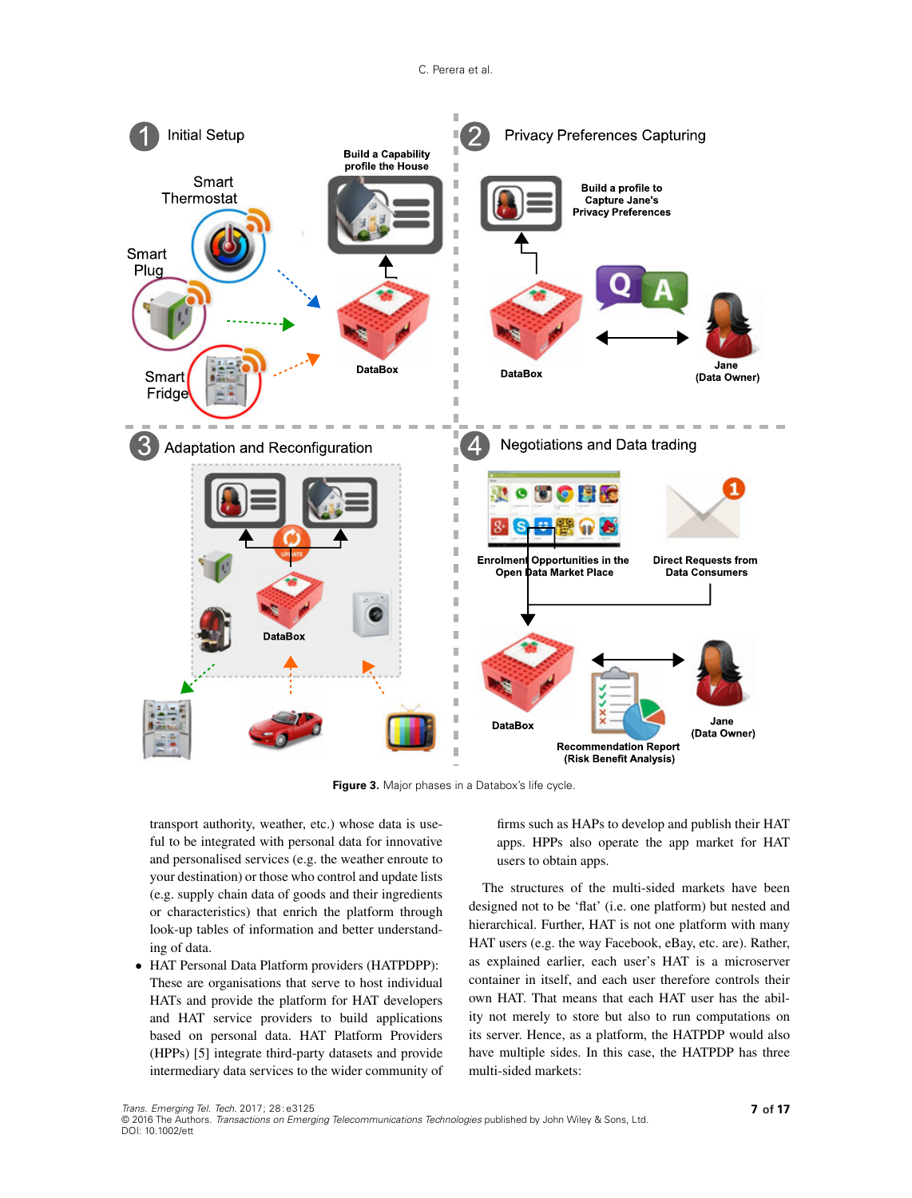**Figure 3.** Major phases in a Databox's life cycle.

transport authority, weather, etc.) whose data is useful to be integrated with personal data for innovative and personalised services (e.g. the weather enroute to your destination) or those who control and update lists (e.g. supply chain data of goods and their ingredients or characteristics) that enrich the platform through look-up tables of information and better understanding of data.

- HAT Personal Data Platform providers (HATPDPP): These are organisations that serve to host individual HATs and provide the platform for HAT developers and HAT service providers to build applications based on personal data. HAT Platform Providers (HPPs) [5] integrate third-party datasets and provide intermediary data services to the wider community of firms such as HAPs to develop and publish their HAT apps. HPPs also operate the app market for HAT users to obtain apps.

The structures of the multi-sided markets have been designed not to be 'flat' (i.e. one platform) but nested and hierarchical. Further, HAT is not one platform with many HAT users (e.g. the way Facebook, eBay, etc. are). Rather, as explained earlier, each user's HAT is a microserver container in itself, and each user therefore controls their own HAT. That means that each HAT user has the ability not merely to store but also to run computations on its server. Hence, as a platform, the HATPDP would also have multiple sides. In this case, the HATPDP has three multi-sided markets: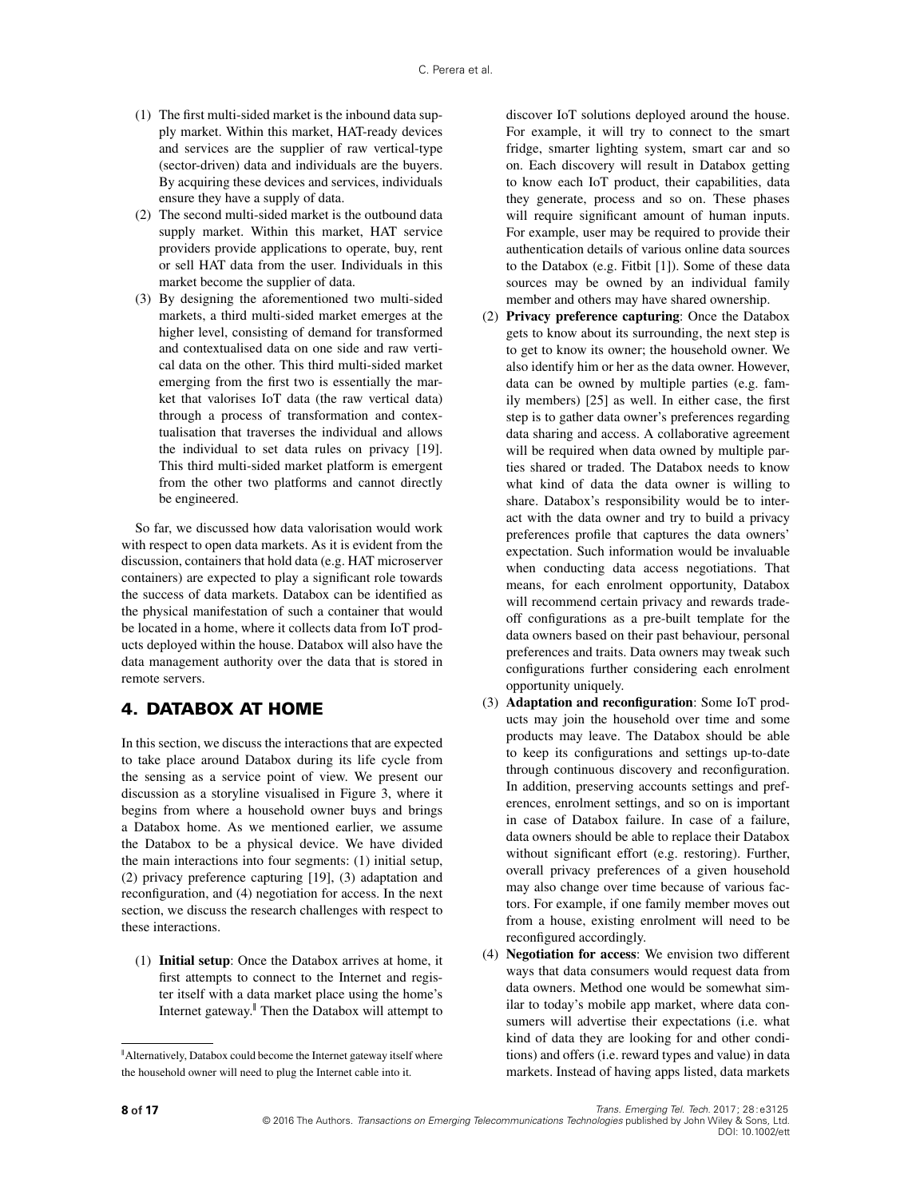(1) The first multi-sided market is the inbound data supply market. Within this market, HAT-ready devices and services are the supplier of raw vertical-type (sector-driven) data and individuals are the buyers. By acquiring these devices and services, individuals ensure they have a supply of data.
(2) The second multi-sided market is the outbound data supply market. Within this market, HAT service providers provide applications to operate, buy, rent or sell HAT data from the user. Individuals in this market become the supplier of data.
(3) By designing the aforementioned two multi-sided markets, a third multi-sided market emerges at the higher level, consisting of demand for transformed and contextualised data on one side and raw vertical data on the other. This third multi-sided market emerging from the first two is essentially the market that valorises IoT data (the raw vertical data) through a process of transformation and contextualisation that traverses the individual and allows the individual to set data rules on privacy [19]. This third multi-sided market platform is emergent from the other two platforms and cannot directly be engineered.

So far, we discussed how data valorisation would work with respect to open data markets. As it is evident from the discussion, containers that hold data (e.g. HAT microserver containers) are expected to play a significant role towards the success of data markets. Databox can be identified as the physical manifestation of such a container that would be located in a home, where it collects data from IoT products deployed within the house. Databox will also have the data management authority over the data that is stored in remote servers.

## 4. DATABOX AT HOME

In this section, we discuss the interactions that are expected to take place around Databox during its life cycle from the sensing as a service point of view. We present our discussion as a storyline visualised in Figure 3, where it begins from where a household owner buys and brings a Databox home. As we mentioned earlier, we assume the Databox to be a physical device. We have divided the main interactions into four segments: (1) initial setup, (2) privacy preference capturing [19], (3) adaptation and reconfiguration, and (4) negotiation for access. In the next section, we discuss the research challenges with respect to these interactions.

(1) **Initial setup**: Once the Databox arrives at home, it first attempts to connect to the Internet and register itself with a data market place using the home's Internet gateway.[‖] Then the Databox will attempt to discover IoT solutions deployed around the house. For example, it will try to connect to the smart fridge, smarter lighting system, smart car and so on. Each discovery will result in Databox getting to know each IoT product, their capabilities, data they generate, process and so on. These phases will require significant amount of human inputs. For example, user may be required to provide their authentication details of various online data sources to the Databox (e.g. Fitbit [1]). Some of these data sources may be owned by an individual family member and others may have shared ownership.
(2) **Privacy preference capturing**: Once the Databox gets to know about its surrounding, the next step is to get to know its owner; the household owner. We also identify him or her as the data owner. However, data can be owned by multiple parties (e.g. family members) [25] as well. In either case, the first step is to gather data owner's preferences regarding data sharing and access. A collaborative agreement will be required when data owned by multiple parties shared or traded. The Databox needs to know what kind of data the data owner is willing to share. Databox's responsibility would be to interact with the data owner and try to build a privacy preferences profile that captures the data owners' expectation. Such information would be invaluable when conducting data access negotiations. That means, for each enrolment opportunity, Databox will recommend certain privacy and rewards trade-off configurations as a pre-built template for the data owners based on their past behaviour, personal preferences and traits. Data owners may tweak such configurations further considering each enrolment opportunity uniquely.
(3) **Adaptation and reconfiguration**: Some IoT products may join the household over time and some products may leave. The Databox should be able to keep its configurations and settings up-to-date through continuous discovery and reconfiguration. In addition, preserving accounts settings and preferences, enrolment settings, and so on is important in case of Databox failure. In case of a failure, data owners should be able to replace their Databox without significant effort (e.g. restoring). Further, overall privacy preferences of a given household may also change over time because of various factors. For example, if one family member moves out from a house, existing enrolment will need to be reconfigured accordingly.
(4) **Negotiation for access**: We envision two different ways that data consumers would request data from data owners. Method one would be somewhat similar to today's mobile app market, where data consumers will advertise their expectations (i.e. what kind of data they are looking for and other conditions) and offers (i.e. reward types and value) in data markets. Instead of having apps listed, data markets

[‖] Alternatively, Databox could become the Internet gateway itself where the household owner will need to plug the Internet cable into it.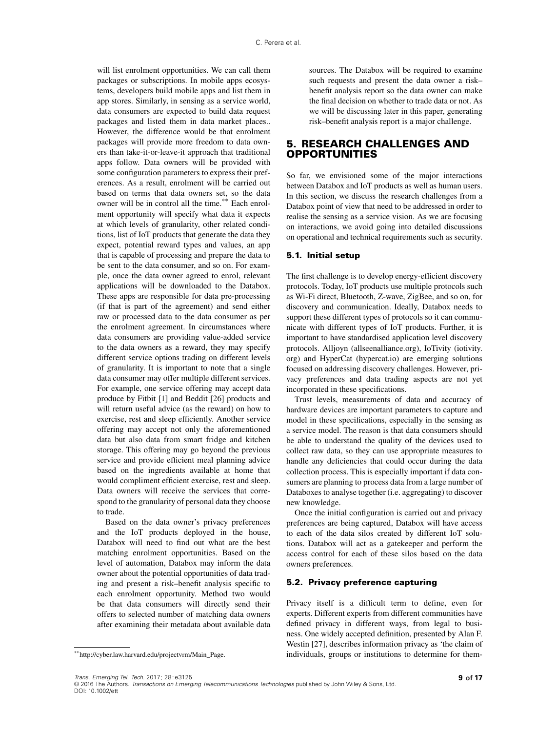will list enrolment opportunities. We can call them packages or subscriptions. In mobile apps ecosystems, developers build mobile apps and list them in app stores. Similarly, in sensing as a service world, data consumers are expected to build data request packages and listed them in data market places.. However, the difference would be that enrolment packages will provide more freedom to data owners than take-it-or-leave-it approach that traditional apps follow. Data owners will be provided with some configuration parameters to express their preferences. As a result, enrolment will be carried out based on terms that data owners set, so the data owner will be in control all the time.[**] Each enrolment opportunity will specify what data it expects at which levels of granularity, other related conditions, list of IoT products that generate the data they expect, potential reward types and values, an app that is capable of processing and prepare the data to be sent to the data consumer, and so on. For example, once the data owner agreed to enrol, relevant applications will be downloaded to the Databox. These apps are responsible for data pre-processing (if that is part of the agreement) and send either raw or processed data to the data consumer as per the enrolment agreement. In circumstances where data consumers are providing value-added service to the data owners as a reward, they may specify different service options trading on different levels of granularity. It is important to note that a single data consumer may offer multiple different services. For example, one service offering may accept data produce by Fitbit [1] and Beddit [26] products and will return useful advice (as the reward) on how to exercise, rest and sleep efficiently. Another service offering may accept not only the aforementioned data but also data from smart fridge and kitchen storage. This offering may go beyond the previous service and provide efficient meal planning advice based on the ingredients available at home that would compliment efficient exercise, rest and sleep. Data owners will receive the services that correspond to the granularity of personal data they choose to trade.

Based on the data owner's privacy preferences and the IoT products deployed in the house, Databox will need to find out what are the best matching enrolment opportunities. Based on the level of automation, Databox may inform the data owner about the potential opportunities of data trading and present a risk–benefit analysis specific to each enrolment opportunity. Method two would be that data consumers will directly send their offers to selected number of matching data owners after examining their metadata about available data sources. The Databox will be required to examine such requests and present the data owner a risk–benefit analysis report so the data owner can make the final decision on whether to trade data or not. As we will be discussing later in this paper, generating risk–benefit analysis report is a major challenge.

[**] http://cyber.law.harvard.edu/projectvrm/Main_Page.

## 5. RESEARCH CHALLENGES AND OPPORTUNITIES

So far, we envisioned some of the major interactions between Databox and IoT products as well as human users. In this section, we discuss the research challenges from a Databox point of view that need to be addressed in order to realise the sensing as a service vision. As we are focusing on interactions, we avoid going into detailed discussions on operational and technical requirements such as security.

### 5.1. Initial setup

The first challenge is to develop energy-efficient discovery protocols. Today, IoT products use multiple protocols such as Wi-Fi direct, Bluetooth, Z-wave, ZigBee, and so on, for discovery and communication. Ideally, Databox needs to support these different types of protocols so it can communicate with different types of IoT products. Further, it is important to have standardised application level discovery protocols. Alljoyn (allseenalliance.org), IoTivity (iotivity.org) and HyperCat (hypercat.io) are emerging solutions focused on addressing discovery challenges. However, privacy preferences and data trading aspects are not yet incorporated in these specifications.

Trust levels, measurements of data and accuracy of hardware devices are important parameters to capture and model in these specifications, especially in the sensing as a service model. The reason is that data consumers should be able to understand the quality of the devices used to collect raw data, so they can use appropriate measures to handle any deficiencies that could occur during the data collection process. This is especially important if data consumers are planning to process data from a large number of Databoxes to analyse together (i.e. aggregating) to discover new knowledge.

Once the initial configuration is carried out and privacy preferences are being captured, Databox will have access to each of the data silos created by different IoT solutions. Databox will act as a gatekeeper and perform the access control for each of these silos based on the data owners preferences.

### 5.2. Privacy preference capturing

Privacy itself is a difficult term to define, even for experts. Different experts from different communities have defined privacy in different ways, from legal to business. One widely accepted definition, presented by Alan F. Westin [27], describes information privacy as 'the claim of individuals, groups or institutions to determine for them-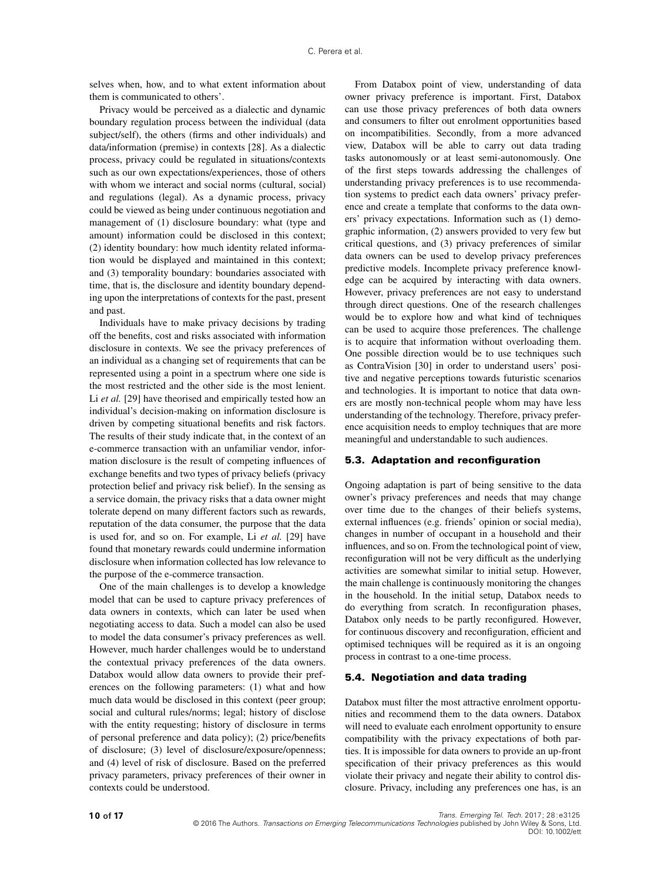selves when, how, and to what extent information about them is communicated to others'.

Privacy would be perceived as a dialectic and dynamic boundary regulation process between the individual (data subject/self), the others (firms and other individuals) and data/information (premise) in contexts [28]. As a dialectic process, privacy could be regulated in situations/contexts such as our own expectations/experiences, those of others with whom we interact and social norms (cultural, social) and regulations (legal). As a dynamic process, privacy could be viewed as being under continuous negotiation and management of (1) disclosure boundary: what (type and amount) information could be disclosed in this context; (2) identity boundary: how much identity related information would be displayed and maintained in this context; and (3) temporality boundary: boundaries associated with time, that is, the disclosure and identity boundary depending upon the interpretations of contexts for the past, present and past.

Individuals have to make privacy decisions by trading off the benefits, cost and risks associated with information disclosure in contexts. We see the privacy preferences of an individual as a changing set of requirements that can be represented using a point in a spectrum where one side is the most restricted and the other side is the most lenient. Li *et al.* [29] have theorised and empirically tested how an individual's decision-making on information disclosure is driven by competing situational benefits and risk factors. The results of their study indicate that, in the context of an e-commerce transaction with an unfamiliar vendor, information disclosure is the result of competing influences of exchange benefits and two types of privacy beliefs (privacy protection belief and privacy risk belief). In the sensing as a service domain, the privacy risks that a data owner might tolerate depend on many different factors such as rewards, reputation of the data consumer, the purpose that the data is used for, and so on. For example, Li *et al.* [29] have found that monetary rewards could undermine information disclosure when information collected has low relevance to the purpose of the e-commerce transaction.

One of the main challenges is to develop a knowledge model that can be used to capture privacy preferences of data owners in contexts, which can later be used when negotiating access to data. Such a model can also be used to model the data consumer's privacy preferences as well. However, much harder challenges would be to understand the contextual privacy preferences of the data owners. Databox would allow data owners to provide their preferences on the following parameters: (1) what and how much data would be disclosed in this context (peer group; social and cultural rules/norms; legal; history of disclose with the entity requesting; history of disclosure in terms of personal preference and data policy); (2) price/benefits of disclosure; (3) level of disclosure/exposure/openness; and (4) level of risk of disclosure. Based on the preferred privacy parameters, privacy preferences of their owner in contexts could be understood.

From Databox point of view, understanding of data owner privacy preference is important. First, Databox can use those privacy preferences of both data owners and consumers to filter out enrolment opportunities based on incompatibilities. Secondly, from a more advanced view, Databox will be able to carry out data trading tasks autonomously or at least semi-autonomously. One of the first steps towards addressing the challenges of understanding privacy preferences is to use recommendation systems to predict each data owners' privacy preference and create a template that conforms to the data owners' privacy expectations. Information such as (1) demographic information, (2) answers provided to very few but critical questions, and (3) privacy preferences of similar data owners can be used to develop privacy preferences predictive models. Incomplete privacy preference knowledge can be acquired by interacting with data owners. However, privacy preferences are not easy to understand through direct questions. One of the research challenges would be to explore how and what kind of techniques can be used to acquire those preferences. The challenge is to acquire that information without overloading them. One possible direction would be to use techniques such as ContraVision [30] in order to understand users' positive and negative perceptions towards futuristic scenarios and technologies. It is important to notice that data owners are mostly non-technical people whom may have less understanding of the technology. Therefore, privacy preference acquisition needs to employ techniques that are more meaningful and understandable to such audiences.

### 5.3. Adaptation and reconfiguration

Ongoing adaptation is part of being sensitive to the data owner's privacy preferences and needs that may change over time due to the changes of their beliefs systems, external influences (e.g. friends' opinion or social media), changes in number of occupant in a household and their influences, and so on. From the technological point of view, reconfiguration will not be very difficult as the underlying activities are somewhat similar to initial setup. However, the main challenge is continuously monitoring the changes in the household. In the initial setup, Databox needs to do everything from scratch. In reconfiguration phases, Databox only needs to be partly reconfigured. However, for continuous discovery and reconfiguration, efficient and optimised techniques will be required as it is an ongoing process in contrast to a one-time process.

### 5.4. Negotiation and data trading

Databox must filter the most attractive enrolment opportunities and recommend them to the data owners. Databox will need to evaluate each enrolment opportunity to ensure compatibility with the privacy expectations of both parties. It is impossible for data owners to provide an up-front specification of their privacy preferences as this would violate their privacy and negate their ability to control disclosure. Privacy, including any preferences one has, is an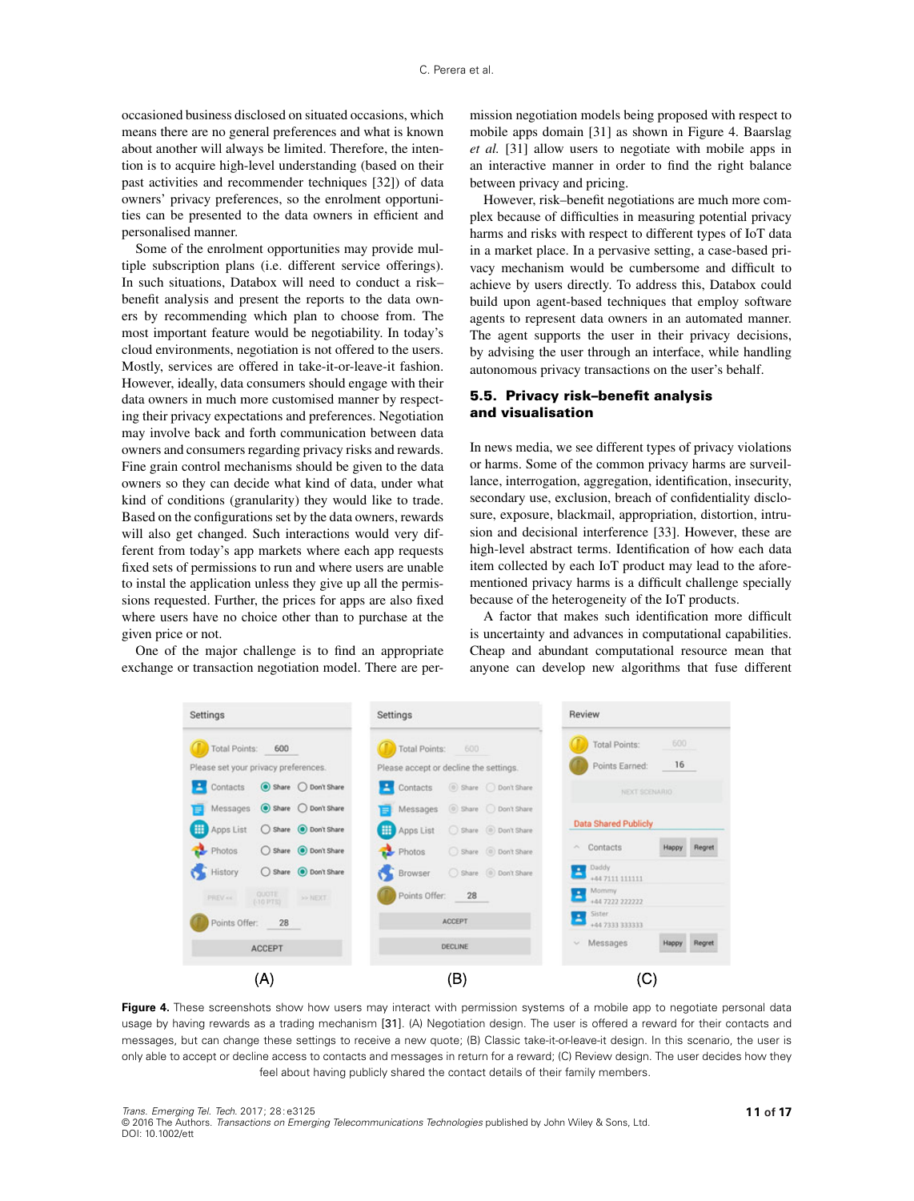occasioned business disclosed on situated occasions, which means there are no general preferences and what is known about another will always be limited. Therefore, the intention is to acquire high-level understanding (based on their past activities and recommender techniques [32]) of data owners' privacy preferences, so the enrolment opportunities can be presented to the data owners in efficient and personalised manner.

Some of the enrolment opportunities may provide multiple subscription plans (i.e. different service offerings). In such situations, Databox will need to conduct a risk–benefit analysis and present the reports to the data owners by recommending which plan to choose from. The most important feature would be negotiability. In today's cloud environments, negotiation is not offered to the users. Mostly, services are offered in take-it-or-leave-it fashion. However, ideally, data consumers should engage with their data owners in much more customised manner by respecting their privacy expectations and preferences. Negotiation may involve back and forth communication between data owners and consumers regarding privacy risks and rewards. Fine grain control mechanisms should be given to the data owners so they can decide what kind of data, under what kind of conditions (granularity) they would like to trade. Based on the configurations set by the data owners, rewards will also get changed. Such interactions would very different from today's app markets where each app requests fixed sets of permissions to run and where users are unable to instal the application unless they give up all the permissions requested. Further, the prices for apps are also fixed where users have no choice other than to purchase at the given price or not.

One of the major challenge is to find an appropriate exchange or transaction negotiation model. There are permission negotiation models being proposed with respect to mobile apps domain [31] as shown in Figure 4. Baarslag *et al.* [31] allow users to negotiate with mobile apps in an interactive manner in order to find the right balance between privacy and pricing.

However, risk–benefit negotiations are much more complex because of difficulties in measuring potential privacy harms and risks with respect to different types of IoT data in a market place. In a pervasive setting, a case-based privacy mechanism would be cumbersome and difficult to achieve by users directly. To address this, Databox could build upon agent-based techniques that employ software agents to represent data owners in an automated manner. The agent supports the user in their privacy decisions, by advising the user through an interface, while handling autonomous privacy transactions on the user's behalf.

## 5.5. Privacy risk–benefit analysis and visualisation

In news media, we see different types of privacy violations or harms. Some of the common privacy harms are surveillance, interrogation, aggregation, identification, insecurity, secondary use, exclusion, breach of confidentiality disclosure, exposure, blackmail, appropriation, distortion, intrusion and decisional interference [33]. However, these are high-level abstract terms. Identification of how each data item collected by each IoT product may lead to the aforementioned privacy harms is a difficult challenge specially because of the heterogeneity of the IoT products.

A factor that makes such identification more difficult is uncertainty and advances in computational capabilities. Cheap and abundant computational resource mean that anyone can develop new algorithms that fuse different

**Figure 4.** These screenshots show how users may interact with permission systems of a mobile app to negotiate personal data usage by having rewards as a trading mechanism [31]. (A) Negotiation design. The user is offered a reward for their contacts and messages, but can change these settings to receive a new quote; (B) Classic take-it-or-leave-it design. In this scenario, the user is only able to accept or decline access to contacts and messages in return for a reward; (C) Review design. The user decides how they feel about having publicly shared the contact details of their family members.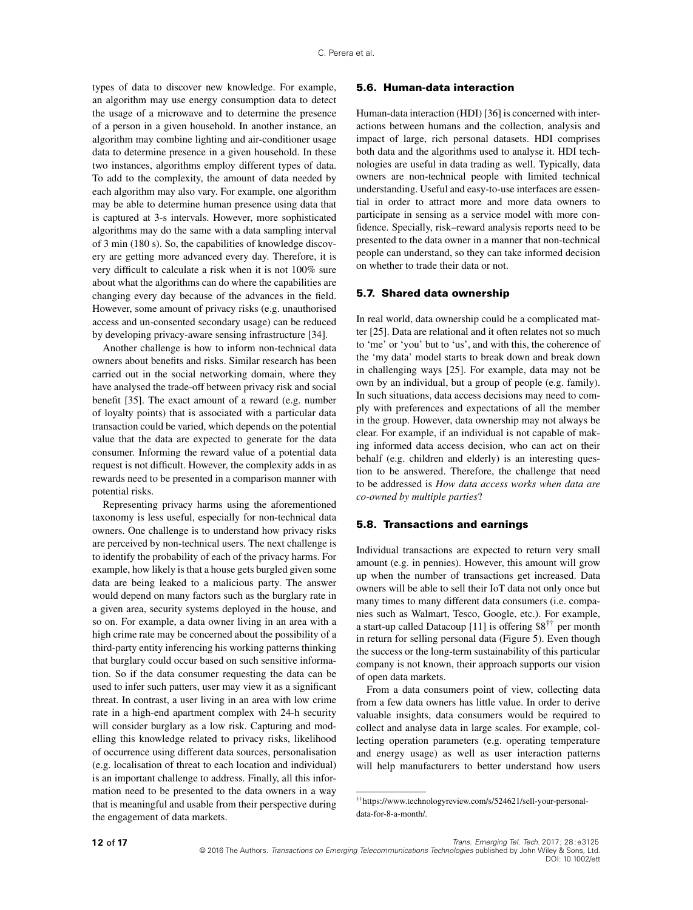types of data to discover new knowledge. For example, an algorithm may use energy consumption data to detect the usage of a microwave and to determine the presence of a person in a given household. In another instance, an algorithm may combine lighting and air-conditioner usage data to determine presence in a given household. In these two instances, algorithms employ different types of data. To add to the complexity, the amount of data needed by each algorithm may also vary. For example, one algorithm may be able to determine human presence using data that is captured at 3-s intervals. However, more sophisticated algorithms may do the same with a data sampling interval of 3 min (180 s). So, the capabilities of knowledge discovery are getting more advanced every day. Therefore, it is very difficult to calculate a risk when it is not 100% sure about what the algorithms can do where the capabilities are changing every day because of the advances in the field. However, some amount of privacy risks (e.g. unauthorised access and un-consented secondary usage) can be reduced by developing privacy-aware sensing infrastructure [34].

Another challenge is how to inform non-technical data owners about benefits and risks. Similar research has been carried out in the social networking domain, where they have analysed the trade-off between privacy risk and social benefit [35]. The exact amount of a reward (e.g. number of loyalty points) that is associated with a particular data transaction could be varied, which depends on the potential value that the data are expected to generate for the data consumer. Informing the reward value of a potential data request is not difficult. However, the complexity adds in as rewards need to be presented in a comparison manner with potential risks.

Representing privacy harms using the aforementioned taxonomy is less useful, especially for non-technical data owners. One challenge is to understand how privacy risks are perceived by non-technical users. The next challenge is to identify the probability of each of the privacy harms. For example, how likely is that a house gets burgled given some data are being leaked to a malicious party. The answer would depend on many factors such as the burglary rate in a given area, security systems deployed in the house, and so on. For example, a data owner living in an area with a high crime rate may be concerned about the possibility of a third-party entity inferencing his working patterns thinking that burglary could occur based on such sensitive information. So if the data consumer requesting the data can be used to infer such patters, user may view it as a significant threat. In contrast, a user living in an area with low crime rate in a high-end apartment complex with 24-h security will consider burglary as a low risk. Capturing and modelling this knowledge related to privacy risks, likelihood of occurrence using different data sources, personalisation (e.g. localisation of threat to each location and individual) is an important challenge to address. Finally, all this information need to be presented to the data owners in a way that is meaningful and usable from their perspective during the engagement of data markets.

### 5.6. Human-data interaction

Human-data interaction (HDI) [36] is concerned with interactions between humans and the collection, analysis and impact of large, rich personal datasets. HDI comprises both data and the algorithms used to analyse it. HDI technologies are useful in data trading as well. Typically, data owners are non-technical people with limited technical understanding. Useful and easy-to-use interfaces are essential in order to attract more and more data owners to participate in sensing as a service model with more confidence. Specially, risk–reward analysis reports need to be presented to the data owner in a manner that non-technical people can understand, so they can take informed decision on whether to trade their data or not.

### 5.7. Shared data ownership

In real world, data ownership could be a complicated matter [25]. Data are relational and it often relates not so much to 'me' or 'you' but to 'us', and with this, the coherence of the 'my data' model starts to break down and break down in challenging ways [25]. For example, data may not be own by an individual, but a group of people (e.g. family). In such situations, data access decisions may need to comply with preferences and expectations of all the member in the group. However, data ownership may not always be clear. For example, if an individual is not capable of making informed data access decision, who can act on their behalf (e.g. children and elderly) is an interesting question to be answered. Therefore, the challenge that need to be addressed is *How data access works when data are co-owned by multiple parties*?

### 5.8. Transactions and earnings

Individual transactions are expected to return very small amount (e.g. in pennies). However, this amount will grow up when the number of transactions get increased. Data owners will be able to sell their IoT data not only once but many times to many different data consumers (i.e. companies such as Walmart, Tesco, Google, etc.). For example, a start-up called Datacoup [11] is offering \$8[††] per month in return for selling personal data (Figure 5). Even though the success or the long-term sustainability of this particular company is not known, their approach supports our vision of open data markets.

From a data consumers point of view, collecting data from a few data owners has little value. In order to derive valuable insights, data consumers would be required to collect and analyse data in large scales. For example, collecting operation parameters (e.g. operating temperature and energy usage) as well as user interaction patterns will help manufacturers to better understand how users

[††] https://www.technologyreview.com/s/524621/sell-your-personal-data-for-8-a-month/.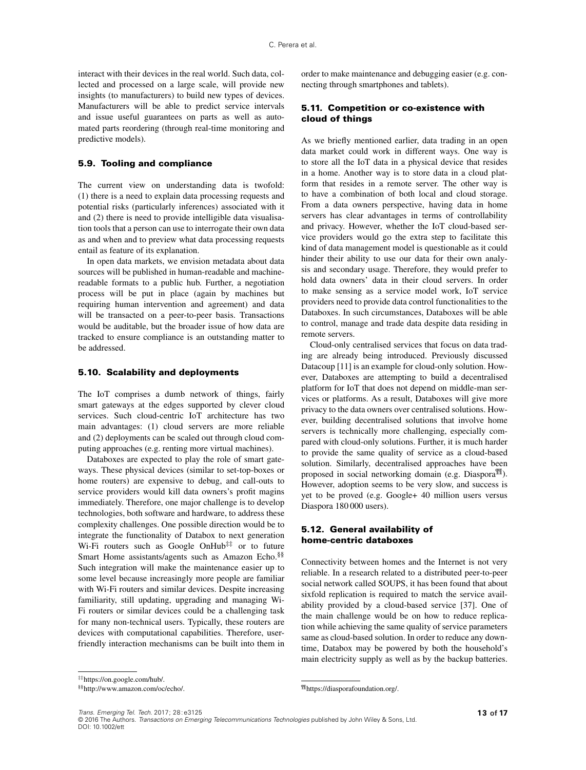interact with their devices in the real world. Such data, collected and processed on a large scale, will provide new insights (to manufacturers) to build new types of devices. Manufacturers will be able to predict service intervals and issue useful guarantees on parts as well as automated parts reordering (through real-time monitoring and predictive models).

### 5.9. Tooling and compliance

The current view on understanding data is twofold: (1) there is a need to explain data processing requests and potential risks (particularly inferences) associated with it and (2) there is need to provide intelligible data visualisation tools that a person can use to interrogate their own data as and when and to preview what data processing requests entail as feature of its explanation.

In open data markets, we envision metadata about data sources will be published in human-readable and machine-readable formats to a public hub. Further, a negotiation process will be put in place (again by machines but requiring human intervention and agreement) and data will be transacted on a peer-to-peer basis. Transactions would be auditable, but the broader issue of how data are tracked to ensure compliance is an outstanding matter to be addressed.

### 5.10. Scalability and deployments

The IoT comprises a dumb network of things, fairly smart gateways at the edges supported by clever cloud services. Such cloud-centric IoT architecture has two main advantages: (1) cloud servers are more reliable and (2) deployments can be scaled out through cloud computing approaches (e.g. renting more virtual machines).

Databoxes are expected to play the role of smart gateways. These physical devices (similar to set-top-boxes or home routers) are expensive to debug, and call-outs to service providers would kill data owners's profit magins immediately. Therefore, one major challenge is to develop technologies, both software and hardware, to address these complexity challenges. One possible direction would be to integrate the functionality of Databox to next generation Wi-Fi routers such as Google OnHub[‡‡] or to future Smart Home assistants/agents such as Amazon Echo.[§§] Such integration will make the maintenance easier up to some level because increasingly more people are familiar with Wi-Fi routers and similar devices. Despite increasing familiarity, still updating, upgrading and managing Wi-Fi routers or similar devices could be a challenging task for many non-technical users. Typically, these routers are devices with computational capabilities. Therefore, user-friendly interaction mechanisms can be built into them in order to make maintenance and debugging easier (e.g. connecting through smartphones and tablets).

### 5.11. Competition or co-existence with cloud of things

As we briefly mentioned earlier, data trading in an open data market could work in different ways. One way is to store all the IoT data in a physical device that resides in a home. Another way is to store data in a cloud platform that resides in a remote server. The other way is to have a combination of both local and cloud storage. From a data owners perspective, having data in home servers has clear advantages in terms of controllability and privacy. However, whether the IoT cloud-based service providers would go the extra step to facilitate this kind of data management model is questionable as it could hinder their ability to use our data for their own analysis and secondary usage. Therefore, they would prefer to hold data owners' data in their cloud servers. In order to make sensing as a service model work, IoT service providers need to provide data control functionalities to the Databoxes. In such circumstances, Databoxes will be able to control, manage and trade data despite data residing in remote servers.

Cloud-only centralised services that focus on data trading are already being introduced. Previously discussed Datacoup [11] is an example for cloud-only solution. However, Databoxes are attempting to build a decentralised platform for IoT that does not depend on middle-man services or platforms. As a result, Databoxes will give more privacy to the data owners over centralised solutions. However, building decentralised solutions that involve home servers is technically more challenging, especially compared with cloud-only solutions. Further, it is much harder to provide the same quality of service as a cloud-based solution. Similarly, decentralised approaches have been proposed in social networking domain (e.g. Diaspora[¶¶]). However, adoption seems to be very slow, and success is yet to be proved (e.g. Google+ 40 million users versus Diaspora 180 000 users).

### 5.12. General availability of home-centric databoxes

Connectivity between homes and the Internet is not very reliable. In a research related to a distributed peer-to-peer social network called SOUPS, it has been found that about sixfold replication is required to match the service availability provided by a cloud-based service [37]. One of the main challenge would be on how to reduce replication while achieving the same quality of service parameters same as cloud-based solution. In order to reduce any downtime, Databox may be powered by both the household's main electricity supply as well as by the backup batteries.

---

[‡‡] https://on.google.com/hub/.

[§§] http://www.amazon.com/oc/echo/.

[¶¶] https://diasporafoundation.org/.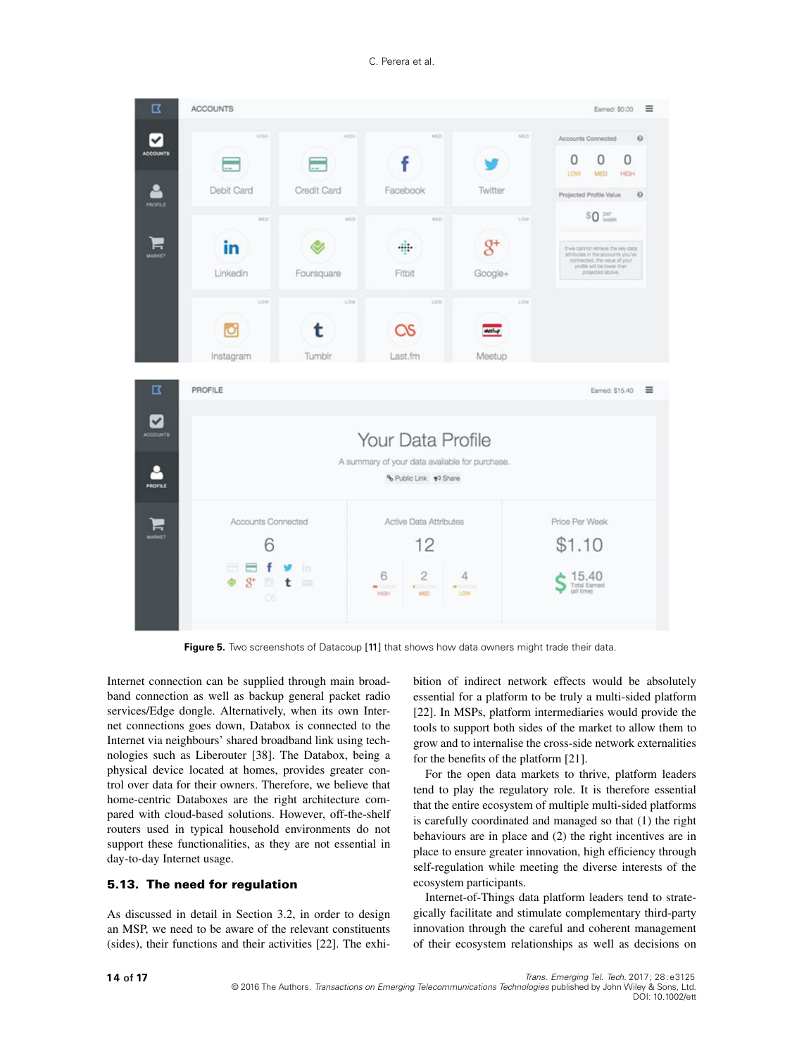**Figure 5.** Two screenshots of Datacoup [11] that shows how data owners might trade their data.

Internet connection can be supplied through main broadband connection as well as backup general packet radio services/Edge dongle. Alternatively, when its own Internet connections goes down, Databox is connected to the Internet via neighbours' shared broadband link using technologies such as Liberouter [38]. The Databox, being a physical device located at homes, provides greater control over data for their owners. Therefore, we believe that home-centric Databoxes are the right architecture compared with cloud-based solutions. However, off-the-shelf routers used in typical household environments do not support these functionalities, as they are not essential in day-to-day Internet usage.

### 5.13. The need for regulation

As discussed in detail in Section 3.2, in order to design an MSP, we need to be aware of the relevant constituents (sides), their functions and their activities [22]. The exhibition of indirect network effects would be absolutely essential for a platform to be truly a multi-sided platform [22]. In MSPs, platform intermediaries would provide the tools to support both sides of the market to allow them to grow and to internalise the cross-side network externalities for the benefits of the platform [21].

For the open data markets to thrive, platform leaders tend to play the regulatory role. It is therefore essential that the entire ecosystem of multiple multi-sided platforms is carefully coordinated and managed so that (1) the right behaviours are in place and (2) the right incentives are in place to ensure greater innovation, high efficiency through self-regulation while meeting the diverse interests of the ecosystem participants.

Internet-of-Things data platform leaders tend to strategically facilitate and stimulate complementary third-party innovation through the careful and coherent management of their ecosystem relationships as well as decisions on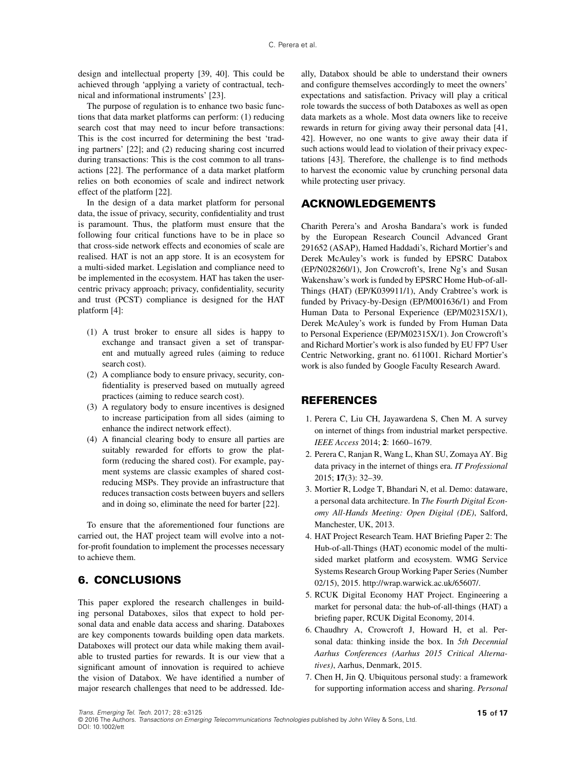design and intellectual property [39, 40]. This could be achieved through 'applying a variety of contractual, technical and informational instruments' [23].

The purpose of regulation is to enhance two basic functions that data market platforms can perform: (1) reducing search cost that may need to incur before transactions: This is the cost incurred for determining the best 'trading partners' [22]; and (2) reducing sharing cost incurred during transactions: This is the cost common to all transactions [22]. The performance of a data market platform relies on both economies of scale and indirect network effect of the platform [22].

In the design of a data market platform for personal data, the issue of privacy, security, confidentiality and trust is paramount. Thus, the platform must ensure that the following four critical functions have to be in place so that cross-side network effects and economies of scale are realised. HAT is not an app store. It is an ecosystem for a multi-sided market. Legislation and compliance need to be implemented in the ecosystem. HAT has taken the user-centric privacy approach; privacy, confidentiality, security and trust (PCST) compliance is designed for the HAT platform [4]:

(1) A trust broker to ensure all sides is happy to exchange and transact given a set of transparent and mutually agreed rules (aiming to reduce search cost).
(2) A compliance body to ensure privacy, security, confidentiality is preserved based on mutually agreed practices (aiming to reduce search cost).
(3) A regulatory body to ensure incentives is designed to increase participation from all sides (aiming to enhance the indirect network effect).
(4) A financial clearing body to ensure all parties are suitably rewarded for efforts to grow the platform (reducing the shared cost). For example, payment systems are classic examples of shared cost-reducing MSPs. They provide an infrastructure that reduces transaction costs between buyers and sellers and in doing so, eliminate the need for barter [22].

To ensure that the aforementioned four functions are carried out, the HAT project team will evolve into a not-for-profit foundation to implement the processes necessary to achieve them.

## 6. CONCLUSIONS

This paper explored the research challenges in building personal Databoxes, silos that expect to hold personal data and enable data access and sharing. Databoxes are key components towards building open data markets. Databoxes will protect our data while making them available to trusted parties for rewards. It is our view that a significant amount of innovation is required to achieve the vision of Databox. We have identified a number of major research challenges that need to be addressed. Ideally, Databox should be able to understand their owners and configure themselves accordingly to meet the owners' expectations and satisfaction. Privacy will play a critical role towards the success of both Databoxes as well as open data markets as a whole. Most data owners like to receive rewards in return for giving away their personal data [41, 42]. However, no one wants to give away their data if such actions would lead to violation of their privacy expectations [43]. Therefore, the challenge is to find methods to harvest the economic value by crunching personal data while protecting user privacy.

## ACKNOWLEDGEMENTS

Charith Perera's and Arosha Bandara's work is funded by the European Research Council Advanced Grant 291652 (ASAP), Hamed Haddadi's, Richard Mortier's and Derek McAuley's work is funded by EPSRC Databox (EP/N028260/1), Jon Crowcroft's, Irene Ng's and Susan Wakenshaw's work is funded by EPSRC Home Hub-of-all-Things (HAT) (EP/K039911/1), Andy Crabtree's work is funded by Privacy-by-Design (EP/M001636/1) and From Human Data to Personal Experience (EP/M02315X/1), Derek McAuley's work is funded by From Human Data to Personal Experience (EP/M02315X/1). Jon Crowcroft's and Richard Mortier's work is also funded by EU FP7 User Centric Networking, grant no. 611001. Richard Mortier's work is also funded by Google Faculty Research Award.

## REFERENCES

1. Perera C, Liu CH, Jayawardena S, Chen M. A survey on internet of things from industrial market perspective. *IEEE Access* 2014; **2**: 1660–1679.
2. Perera C, Ranjan R, Wang L, Khan SU, Zomaya AY. Big data privacy in the internet of things era. *IT Professional* 2015; **17**(3): 32–39.
3. Mortier R, Lodge T, Bhandari N, et al. Demo: dataware, a personal data architecture. In *The Fourth Digital Economy All-Hands Meeting: Open Digital (DE)*, Salford, Manchester, UK, 2013.
4. HAT Project Research Team. HAT Briefing Paper 2: The Hub-of-all-Things (HAT) economic model of the multi-sided market platform and ecosystem. WMG Service Systems Research Group Working Paper Series (Number 02/15), 2015. http://wrap.warwick.ac.uk/65607/.
5. RCUK Digital Economy HAT Project. Engineering a market for personal data: the hub-of-all-things (HAT) a briefing paper, RCUK Digital Economy, 2014.
6. Chaudhry A, Crowcroft J, Howard H, et al. Personal data: thinking inside the box. In *5th Decennial Aarhus Conferences (Aarhus 2015 Critical Alternatives)*, Aarhus, Denmark, 2015.
7. Chen H, Jin Q. Ubiquitous personal study: a framework for supporting information access and sharing. *Personal*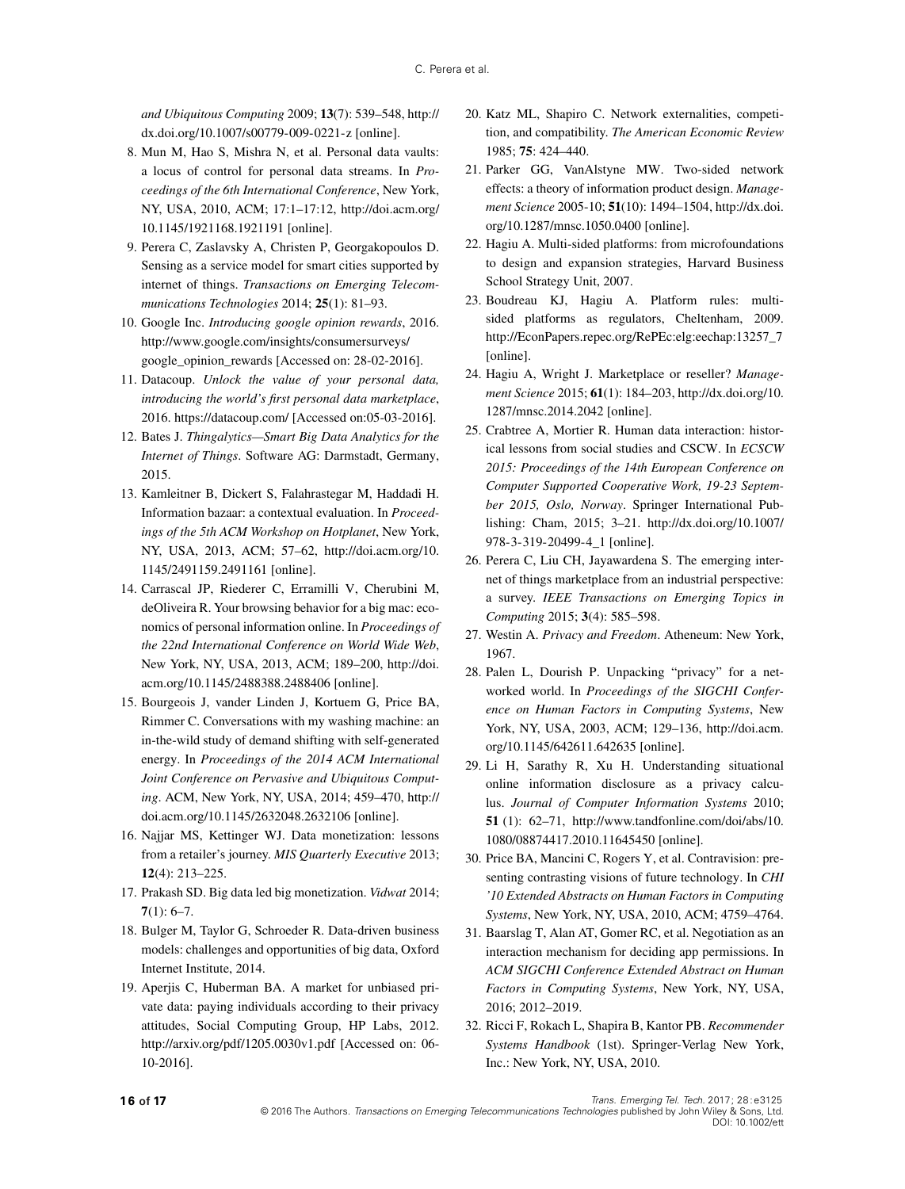*and Ubiquitous Computing* 2009; **13**(7): 539–548, http://dx.doi.org/10.1007/s00779-009-0221-z [online].

8. Mun M, Hao S, Mishra N, et al. Personal data vaults: a locus of control for personal data streams. In *Proceedings of the 6th International Conference*, New York, NY, USA, 2010, ACM; 17:1–17:12, http://doi.acm.org/10.1145/1921168.1921191 [online].
9. Perera C, Zaslavsky A, Christen P, Georgakopoulos D. Sensing as a service model for smart cities supported by internet of things. *Transactions on Emerging Telecommunications Technologies* 2014; **25**(1): 81–93.
10. Google Inc. *Introducing google opinion rewards*, 2016. http://www.google.com/insights/consumersurveys/google_opinion_rewards [Accessed on: 28-02-2016].
11. Datacoup. *Unlock the value of your personal data, introducing the world's first personal data marketplace*, 2016. https://datacoup.com/ [Accessed on:05-03-2016].
12. Bates J. *Thingalytics—Smart Big Data Analytics for the Internet of Things*. Software AG: Darmstadt, Germany, 2015.
13. Kamleitner B, Dickert S, Falahrastegar M, Haddadi H. Information bazaar: a contextual evaluation. In *Proceedings of the 5th ACM Workshop on Hotplanet*, New York, NY, USA, 2013, ACM; 57–62, http://doi.acm.org/10.1145/2491159.2491161 [online].
14. Carrascal JP, Riederer C, Erramilli V, Cherubini M, deOliveira R. Your browsing behavior for a big mac: economics of personal information online. In *Proceedings of the 22nd International Conference on World Wide Web*, New York, NY, USA, 2013, ACM; 189–200, http://doi.acm.org/10.1145/2488388.2488406 [online].
15. Bourgeois J, vander Linden J, Kortuem G, Price BA, Rimmer C. Conversations with my washing machine: an in-the-wild study of demand shifting with self-generated energy. In *Proceedings of the 2014 ACM International Joint Conference on Pervasive and Ubiquitous Computing*. ACM, New York, NY, USA, 2014; 459–470, http://doi.acm.org/10.1145/2632048.2632106 [online].
16. Najjar MS, Kettinger WJ. Data monetization: lessons from a retailer's journey. *MIS Quarterly Executive* 2013; **12**(4): 213–225.
17. Prakash SD. Big data led big monetization. *Vidwat* 2014; **7**(1): 6–7.
18. Bulger M, Taylor G, Schroeder R. Data-driven business models: challenges and opportunities of big data, Oxford Internet Institute, 2014.
19. Aperjis C, Huberman BA. A market for unbiased private data: paying individuals according to their privacy attitudes, Social Computing Group, HP Labs, 2012. http://arxiv.org/pdf/1205.0030v1.pdf [Accessed on: 06-10-2016].
20. Katz ML, Shapiro C. Network externalities, competition, and compatibility. *The American Economic Review* 1985; **75**: 424–440.
21. Parker GG, VanAlstyne MW. Two-sided network effects: a theory of information product design. *Management Science* 2005-10; **51**(10): 1494–1504, http://dx.doi.org/10.1287/mnsc.1050.0400 [online].
22. Hagiu A. Multi-sided platforms: from microfoundations to design and expansion strategies, Harvard Business School Strategy Unit, 2007.
23. Boudreau KJ, Hagiu A. Platform rules: multi-sided platforms as regulators, Cheltenham, 2009. http://EconPapers.repec.org/RePEc:elg:eechap:13257_7 [online].
24. Hagiu A, Wright J. Marketplace or reseller? *Management Science* 2015; **61**(1): 184–203, http://dx.doi.org/10.1287/mnsc.2014.2042 [online].
25. Crabtree A, Mortier R. Human data interaction: historical lessons from social studies and CSCW. In *ECSCW 2015: Proceedings of the 14th European Conference on Computer Supported Cooperative Work, 19-23 September 2015, Oslo, Norway*. Springer International Publishing: Cham, 2015; 3–21. http://dx.doi.org/10.1007/978-3-319-20499-4_1 [online].
26. Perera C, Liu CH, Jayawardena S. The emerging internet of things marketplace from an industrial perspective: a survey. *IEEE Transactions on Emerging Topics in Computing* 2015; **3**(4): 585–598.
27. Westin A. *Privacy and Freedom*. Atheneum: New York, 1967.
28. Palen L, Dourish P. Unpacking "privacy" for a networked world. In *Proceedings of the SIGCHI Conference on Human Factors in Computing Systems*, New York, NY, USA, 2003, ACM; 129–136, http://doi.acm.org/10.1145/642611.642635 [online].
29. Li H, Sarathy R, Xu H. Understanding situational online information disclosure as a privacy calculus. *Journal of Computer Information Systems* 2010; **51** (1): 62–71, http://www.tandfonline.com/doi/abs/10.1080/08874417.2010.11645450 [online].
30. Price BA, Mancini C, Rogers Y, et al. Contravision: presenting contrasting visions of future technology. In *CHI '10 Extended Abstracts on Human Factors in Computing Systems*, New York, NY, USA, 2010, ACM; 4759–4764.
31. Baarslag T, Alan AT, Gomer RC, et al. Negotiation as an interaction mechanism for deciding app permissions. In *ACM SIGCHI Conference Extended Abstract on Human Factors in Computing Systems*, New York, NY, USA, 2016; 2012–2019.
32. Ricci F, Rokach L, Shapira B, Kantor PB. *Recommender Systems Handbook* (1st). Springer-Verlag New York, Inc.: New York, NY, USA, 2010.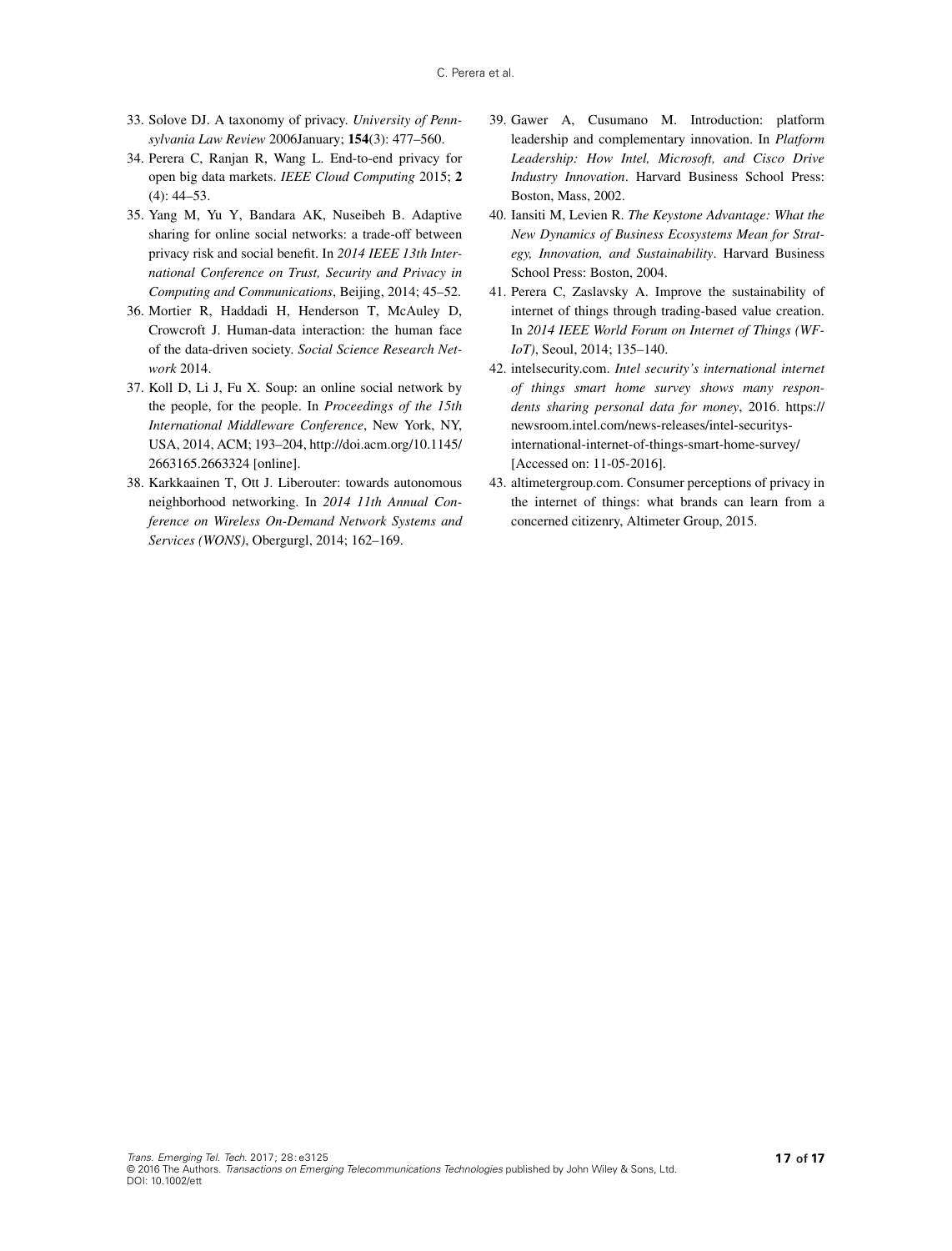33. Solove DJ. A taxonomy of privacy. *University of Pennsylvania Law Review* 2006January; **154**(3): 477–560.
34. Perera C, Ranjan R, Wang L. End-to-end privacy for open big data markets. *IEEE Cloud Computing* 2015; **2** (4): 44–53.
35. Yang M, Yu Y, Bandara AK, Nuseibeh B. Adaptive sharing for online social networks: a trade-off between privacy risk and social benefit. In *2014 IEEE 13th International Conference on Trust, Security and Privacy in Computing and Communications*, Beijing, 2014; 45–52.
36. Mortier R, Haddadi H, Henderson T, McAuley D, Crowcroft J. Human-data interaction: the human face of the data-driven society. *Social Science Research Network* 2014.
37. Koll D, Li J, Fu X. Soup: an online social network by the people, for the people. In *Proceedings of the 15th International Middleware Conference*, New York, NY, USA, 2014, ACM; 193–204, http://doi.acm.org/10.1145/2663165.2663324 [online].
38. Karkkaainen T, Ott J. Liberouter: towards autonomous neighborhood networking. In *2014 11th Annual Conference on Wireless On-Demand Network Systems and Services (WONS)*, Obergurgl, 2014; 162–169.
39. Gawer A, Cusumano M. Introduction: platform leadership and complementary innovation. In *Platform Leadership: How Intel, Microsoft, and Cisco Drive Industry Innovation*. Harvard Business School Press: Boston, Mass, 2002.
40. Iansiti M, Levien R. *The Keystone Advantage: What the New Dynamics of Business Ecosystems Mean for Strategy, Innovation, and Sustainability*. Harvard Business School Press: Boston, 2004.
41. Perera C, Zaslavsky A. Improve the sustainability of internet of things through trading-based value creation. In *2014 IEEE World Forum on Internet of Things (WF-IoT)*, Seoul, 2014; 135–140.
42. intelsecurity.com. *Intel security's international internet of things smart home survey shows many respondents sharing personal data for money*, 2016. https://newsroom.intel.com/news-releases/intel-securitys-international-internet-of-things-smart-home-survey/ [Accessed on: 11-05-2016].
43. altimetergroup.com. Consumer perceptions of privacy in the internet of things: what brands can learn from a concerned citizenry, Altimeter Group, 2015.